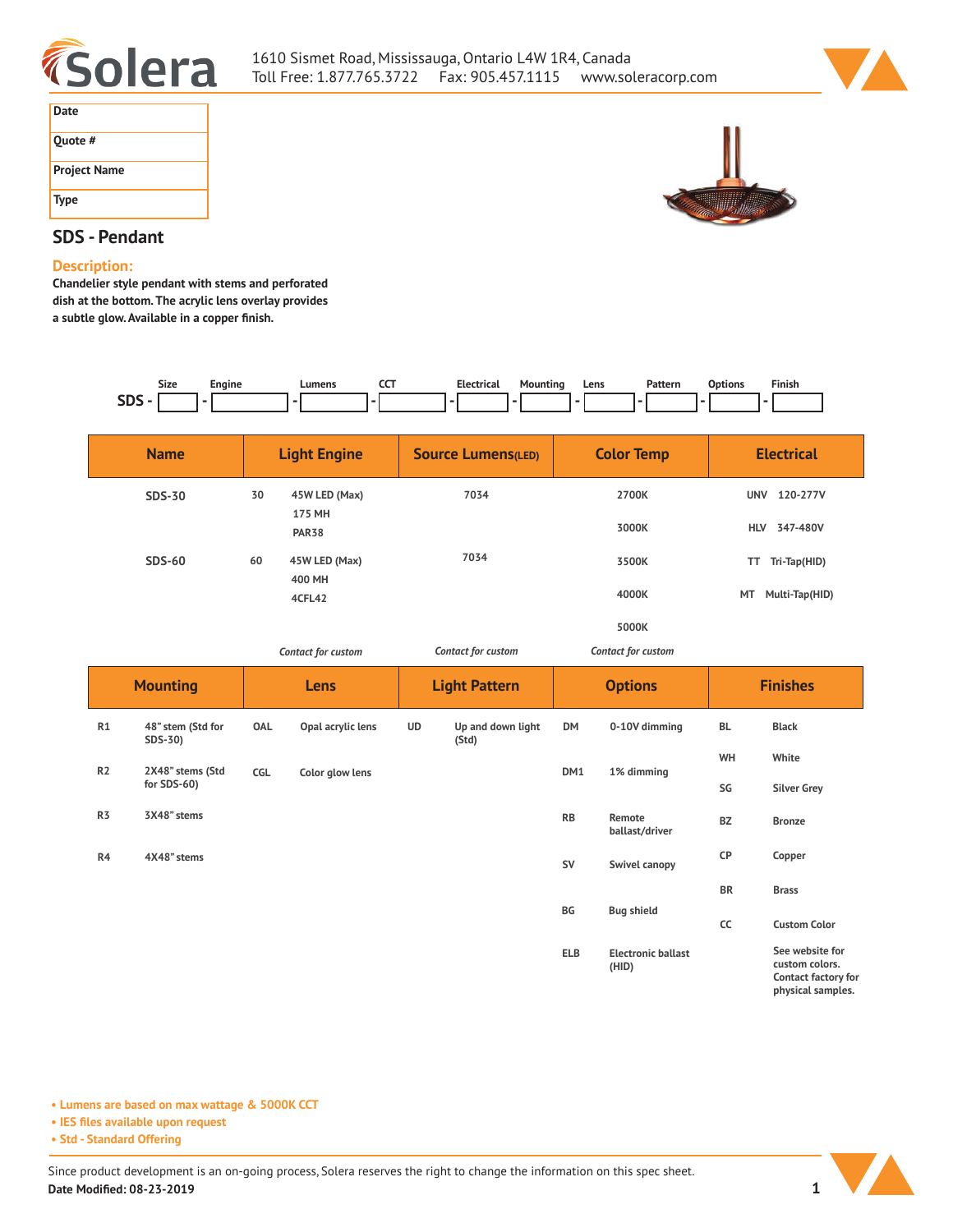Solera

1610 Sismet Road, Mississauga, Ontario L4W 1R4, Canada
Toll Free: 1.877.765.3722 Fax: 905.457.1115 www.soleracorp.com

| Date | |
|---|---|
| Quote # | |
| Project Name | |
| Type | |

## SDS - Pendant

### Description:

**Chandelier style pendant with stems and perforated dish at the bottom. The acrylic lens overlay provides a subtle glow. Available in a copper finish.**

SDS - [Size] - [Engine] - [Lumens] - [CCT] - [Electrical] - [Mounting] - [Lens] - [Pattern] - [Options] - [Finish]

| Name | Light Engine | | Source Lumens(LED) | Color Temp | Electrical | |
|---|---|---|---|---|---|---|
| SDS-30 | 30 | 45W LED (Max)<br>175 MH<br>PAR38 | 7034 | 2700K<br>3000K | UNV<br>HLV | 120-277V<br>347-480V |
| SDS-60 | 60 | 45W LED (Max)<br>400 MH<br>4CFL42 | 7034 | 3500K<br>4000K<br>5000K | TT<br>MT | Tri-Tap(HID)<br>Multi-Tap(HID) |
| | *Contact for custom* | | *Contact for custom* | *Contact for custom* | | |

| Mounting | | Lens | | Light Pattern | | Options | | Finishes | |
|---|---|---|---|---|---|---|---|---|---|
| R1 | 48" stem (Std for SDS-30) | OAL | Opal acrylic lens | UD | Up and down light (Std) | DM | 0-10V dimming | BL | Black |
| | | | | | | | | WH | White |
| R2 | 2X48" stems (Std for SDS-60) | CGL | Color glow lens | | | DM1 | 1% dimming | SG | Silver Grey |
| R3 | 3X48" stems | | | | | RB | Remote ballast/driver | BZ | Bronze |
| R4 | 4X48" stems | | | | | SV | Swivel canopy | CP | Copper |
| | | | | | | | | BR | Brass |
| | | | | | | BG | Bug shield | CC | Custom Color |
| | | | | | | ELB | Electronic ballast (HID) | | See website for custom colors. Contact factory for physical samples. |

- **Lumens are based on max wattage & 5000K CCT**
- **IES files available upon request**
- **Std - Standard Offering**

Since product development is an on-going process, Solera reserves the right to change the information on this spec sheet.
**Date Modified: 08-23-2019**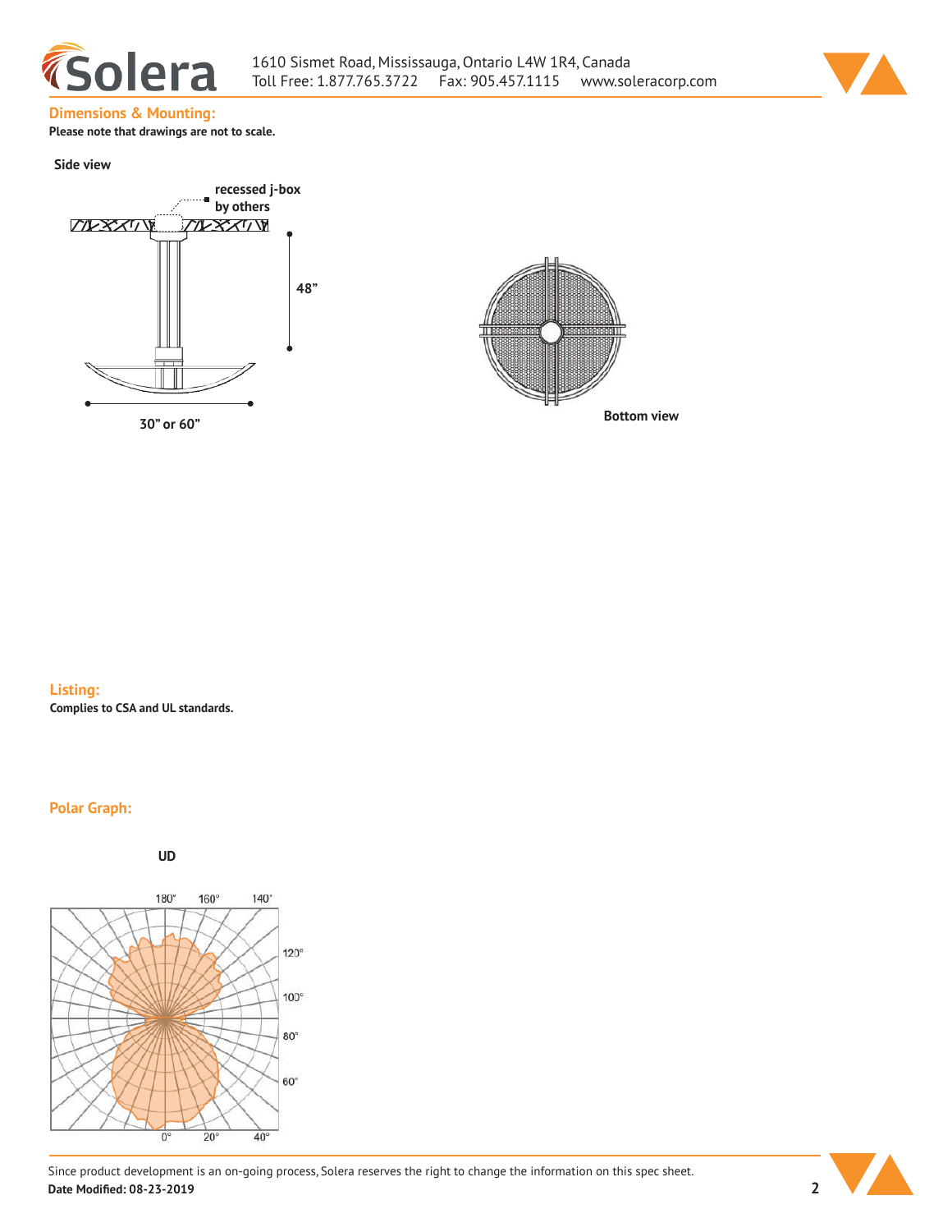## Dimensions & Mounting:

**Please note that drawings are not to scale.**

**Side view**

recessed j-box
by others

48"

30" or 60"

**Bottom view**

## Listing:

**Complies to CSA and UL standards.**

## Polar Graph:

**UD**

180° 160° 140°

120°

100°

80°

60°

0° 20° 40°

Since product development is an on-going process, Solera reserves the right to change the information on this spec sheet.

**Date Modified: 08-23-2019**